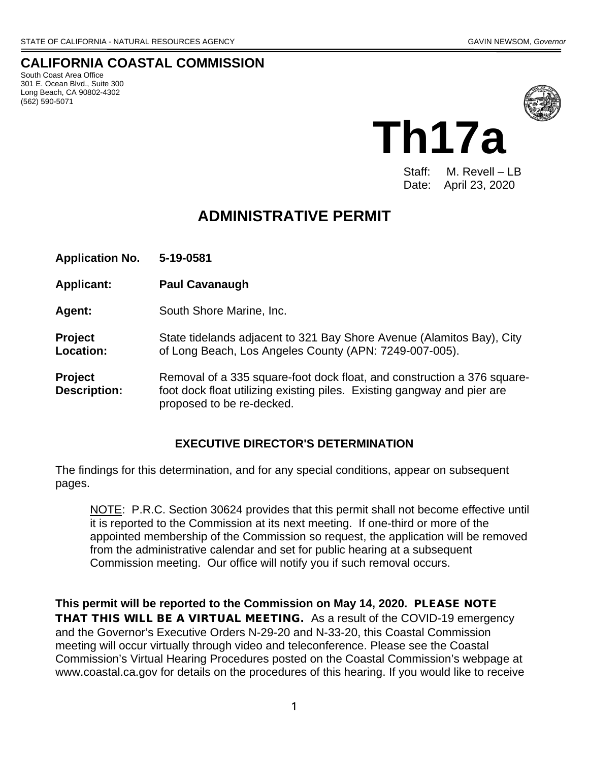STATE OF CALIFORNIA - NATURAL RESOURCES AGENCY GAVIN NEWSOM, *Governor*

# CALIFORNIA COASTAL COMMISSION

South Coast Area Office
301 E. Ocean Blvd., Suite 300
Long Beach, CA 90802-4302
(562) 590-5071

# Th17a

Staff: M. Revell – LB
Date: April 23, 2020

## ADMINISTRATIVE PERMIT

**Application No.** **5-19-0581**

**Applicant:** **Paul Cavanaugh**

**Agent:** South Shore Marine, Inc.

**Project Location:** State tidelands adjacent to 321 Bay Shore Avenue (Alamitos Bay), City of Long Beach, Los Angeles County (APN: 7249-007-005).

**Project Description:** Removal of a 335 square-foot dock float, and construction a 376 square-foot dock float utilizing existing piles. Existing gangway and pier are proposed to be re-decked.

### EXECUTIVE DIRECTOR'S DETERMINATION

The findings for this determination, and for any special conditions, appear on subsequent pages.

> NOTE: P.R.C. Section 30624 provides that this permit shall not become effective until it is reported to the Commission at its next meeting. If one-third or more of the appointed membership of the Commission so request, the application will be removed from the administrative calendar and set for public hearing at a subsequent Commission meeting. Our office will notify you if such removal occurs.

**This permit will be reported to the Commission on May 14, 2020. PLEASE NOTE THAT THIS WILL BE A VIRTUAL MEETING.** As a result of the COVID-19 emergency and the Governor's Executive Orders N-29-20 and N-33-20, this Coastal Commission meeting will occur virtually through video and teleconference. Please see the Coastal Commission's Virtual Hearing Procedures posted on the Coastal Commission's webpage at www.coastal.ca.gov for details on the procedures of this hearing. If you would like to receive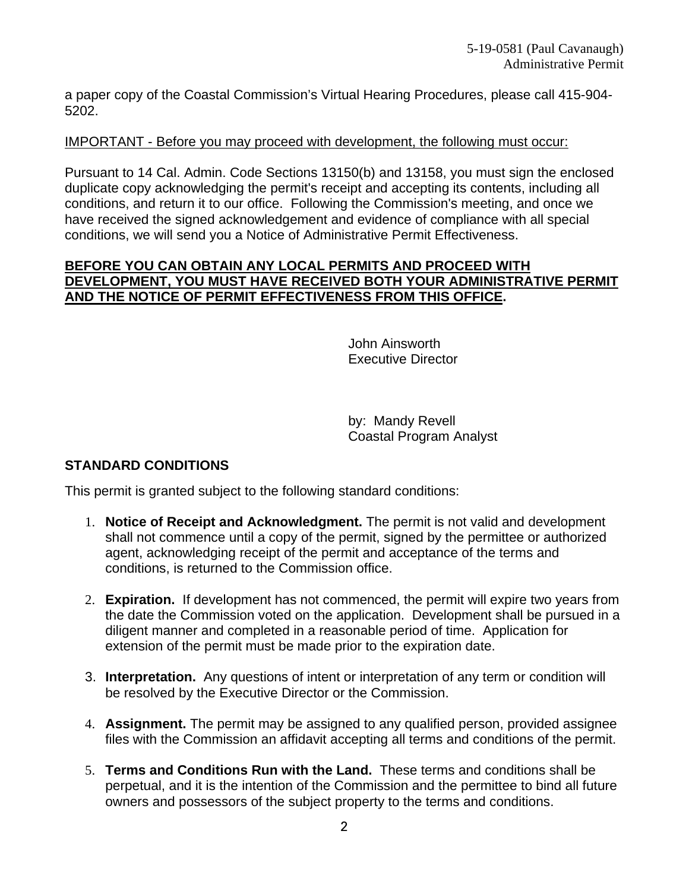a paper copy of the Coastal Commission's Virtual Hearing Procedures, please call 415-904-5202.

IMPORTANT - Before you may proceed with development, the following must occur:

Pursuant to 14 Cal. Admin. Code Sections 13150(b) and 13158, you must sign the enclosed duplicate copy acknowledging the permit's receipt and accepting its contents, including all conditions, and return it to our office. Following the Commission's meeting, and once we have received the signed acknowledgement and evidence of compliance with all special conditions, we will send you a Notice of Administrative Permit Effectiveness.

**BEFORE YOU CAN OBTAIN ANY LOCAL PERMITS AND PROCEED WITH DEVELOPMENT, YOU MUST HAVE RECEIVED BOTH YOUR ADMINISTRATIVE PERMIT AND THE NOTICE OF PERMIT EFFECTIVENESS FROM THIS OFFICE.**

John Ainsworth
Executive Director

by: Mandy Revell
Coastal Program Analyst

**STANDARD CONDITIONS**

This permit is granted subject to the following standard conditions:

1. **Notice of Receipt and Acknowledgment.** The permit is not valid and development shall not commence until a copy of the permit, signed by the permittee or authorized agent, acknowledging receipt of the permit and acceptance of the terms and conditions, is returned to the Commission office.

2. **Expiration.** If development has not commenced, the permit will expire two years from the date the Commission voted on the application. Development shall be pursued in a diligent manner and completed in a reasonable period of time. Application for extension of the permit must be made prior to the expiration date.

3. **Interpretation.** Any questions of intent or interpretation of any term or condition will be resolved by the Executive Director or the Commission.

4. **Assignment.** The permit may be assigned to any qualified person, provided assignee files with the Commission an affidavit accepting all terms and conditions of the permit.

5. **Terms and Conditions Run with the Land.** These terms and conditions shall be perpetual, and it is the intention of the Commission and the permittee to bind all future owners and possessors of the subject property to the terms and conditions.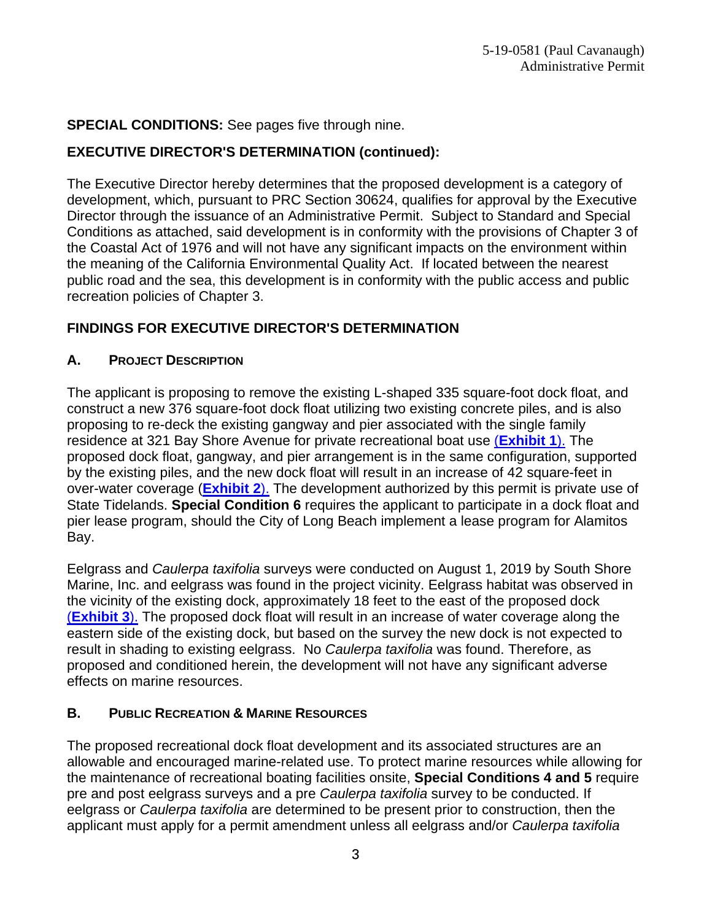**SPECIAL CONDITIONS:** See pages five through nine.

## EXECUTIVE DIRECTOR'S DETERMINATION (continued):

The Executive Director hereby determines that the proposed development is a category of development, which, pursuant to PRC Section 30624, qualifies for approval by the Executive Director through the issuance of an Administrative Permit. Subject to Standard and Special Conditions as attached, said development is in conformity with the provisions of Chapter 3 of the Coastal Act of 1976 and will not have any significant impacts on the environment within the meaning of the California Environmental Quality Act. If located between the nearest public road and the sea, this development is in conformity with the public access and public recreation policies of Chapter 3.

## FINDINGS FOR EXECUTIVE DIRECTOR'S DETERMINATION

### A. PROJECT DESCRIPTION

The applicant is proposing to remove the existing L-shaped 335 square-foot dock float, and construct a new 376 square-foot dock float utilizing two existing concrete piles, and is also proposing to re-deck the existing gangway and pier associated with the single family residence at 321 Bay Shore Avenue for private recreational boat use (**Exhibit 1**). The proposed dock float, gangway, and pier arrangement is in the same configuration, supported by the existing piles, and the new dock float will result in an increase of 42 square-feet in over-water coverage (**Exhibit 2**). The development authorized by this permit is private use of State Tidelands. **Special Condition 6** requires the applicant to participate in a dock float and pier lease program, should the City of Long Beach implement a lease program for Alamitos Bay.

Eelgrass and *Caulerpa taxifolia* surveys were conducted on August 1, 2019 by South Shore Marine, Inc. and eelgrass was found in the project vicinity. Eelgrass habitat was observed in the vicinity of the existing dock, approximately 18 feet to the east of the proposed dock (**Exhibit 3**). The proposed dock float will result in an increase of water coverage along the eastern side of the existing dock, but based on the survey the new dock is not expected to result in shading to existing eelgrass. No *Caulerpa taxifolia* was found. Therefore, as proposed and conditioned herein, the development will not have any significant adverse effects on marine resources.

### B. PUBLIC RECREATION & MARINE RESOURCES

The proposed recreational dock float development and its associated structures are an allowable and encouraged marine-related use. To protect marine resources while allowing for the maintenance of recreational boating facilities onsite, **Special Conditions 4 and 5** require pre and post eelgrass surveys and a pre *Caulerpa taxifolia* survey to be conducted. If eelgrass or *Caulerpa taxifolia* are determined to be present prior to construction, then the applicant must apply for a permit amendment unless all eelgrass and/or *Caulerpa taxifolia*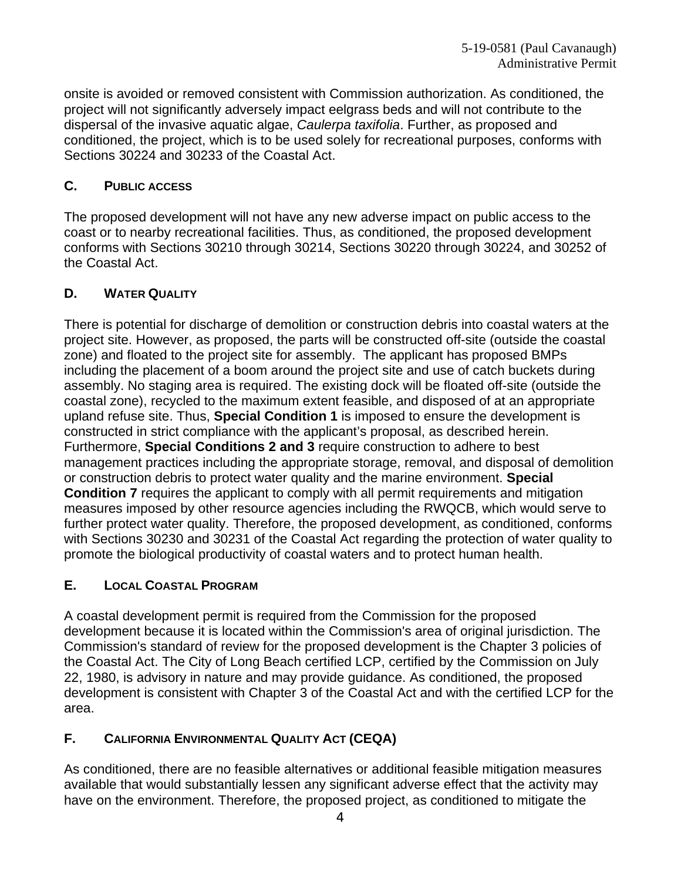onsite is avoided or removed consistent with Commission authorization. As conditioned, the project will not significantly adversely impact eelgrass beds and will not contribute to the dispersal of the invasive aquatic algae, *Caulerpa taxifolia*. Further, as proposed and conditioned, the project, which is to be used solely for recreational purposes, conforms with Sections 30224 and 30233 of the Coastal Act.

## C. Public Access

The proposed development will not have any new adverse impact on public access to the coast or to nearby recreational facilities. Thus, as conditioned, the proposed development conforms with Sections 30210 through 30214, Sections 30220 through 30224, and 30252 of the Coastal Act.

## D. Water Quality

There is potential for discharge of demolition or construction debris into coastal waters at the project site. However, as proposed, the parts will be constructed off-site (outside the coastal zone) and floated to the project site for assembly. The applicant has proposed BMPs including the placement of a boom around the project site and use of catch buckets during assembly. No staging area is required. The existing dock will be floated off-site (outside the coastal zone), recycled to the maximum extent feasible, and disposed of at an appropriate upland refuse site. Thus, **Special Condition 1** is imposed to ensure the development is constructed in strict compliance with the applicant's proposal, as described herein. Furthermore, **Special Conditions 2 and 3** require construction to adhere to best management practices including the appropriate storage, removal, and disposal of demolition or construction debris to protect water quality and the marine environment. **Special Condition 7** requires the applicant to comply with all permit requirements and mitigation measures imposed by other resource agencies including the RWQCB, which would serve to further protect water quality. Therefore, the proposed development, as conditioned, conforms with Sections 30230 and 30231 of the Coastal Act regarding the protection of water quality to promote the biological productivity of coastal waters and to protect human health.

## E. Local Coastal Program

A coastal development permit is required from the Commission for the proposed development because it is located within the Commission's area of original jurisdiction. The Commission's standard of review for the proposed development is the Chapter 3 policies of the Coastal Act. The City of Long Beach certified LCP, certified by the Commission on July 22, 1980, is advisory in nature and may provide guidance. As conditioned, the proposed development is consistent with Chapter 3 of the Coastal Act and with the certified LCP for the area.

## F. California Environmental Quality Act (CEQA)

As conditioned, there are no feasible alternatives or additional feasible mitigation measures available that would substantially lessen any significant adverse effect that the activity may have on the environment. Therefore, the proposed project, as conditioned to mitigate the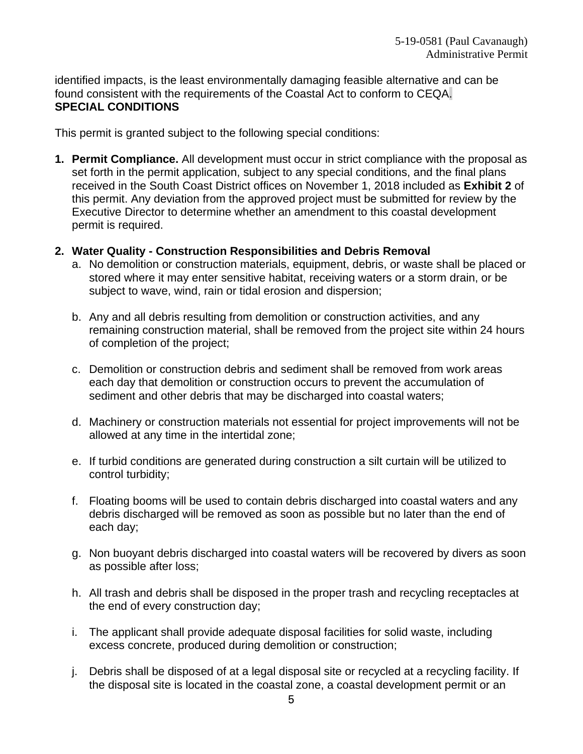identified impacts, is the least environmentally damaging feasible alternative and can be found consistent with the requirements of the Coastal Act to conform to CEQA.

**SPECIAL CONDITIONS**

This permit is granted subject to the following special conditions:

1. **Permit Compliance.** All development must occur in strict compliance with the proposal as set forth in the permit application, subject to any special conditions, and the final plans received in the South Coast District offices on November 1, 2018 included as **Exhibit 2** of this permit. Any deviation from the approved project must be submitted for review by the Executive Director to determine whether an amendment to this coastal development permit is required.

2. **Water Quality - Construction Responsibilities and Debris Removal**
   a. No demolition or construction materials, equipment, debris, or waste shall be placed or stored where it may enter sensitive habitat, receiving waters or a storm drain, or be subject to wave, wind, rain or tidal erosion and dispersion;

   b. Any and all debris resulting from demolition or construction activities, and any remaining construction material, shall be removed from the project site within 24 hours of completion of the project;

   c. Demolition or construction debris and sediment shall be removed from work areas each day that demolition or construction occurs to prevent the accumulation of sediment and other debris that may be discharged into coastal waters;

   d. Machinery or construction materials not essential for project improvements will not be allowed at any time in the intertidal zone;

   e. If turbid conditions are generated during construction a silt curtain will be utilized to control turbidity;

   f. Floating booms will be used to contain debris discharged into coastal waters and any debris discharged will be removed as soon as possible but no later than the end of each day;

   g. Non buoyant debris discharged into coastal waters will be recovered by divers as soon as possible after loss;

   h. All trash and debris shall be disposed in the proper trash and recycling receptacles at the end of every construction day;

   i. The applicant shall provide adequate disposal facilities for solid waste, including excess concrete, produced during demolition or construction;

   j. Debris shall be disposed of at a legal disposal site or recycled at a recycling facility. If the disposal site is located in the coastal zone, a coastal development permit or an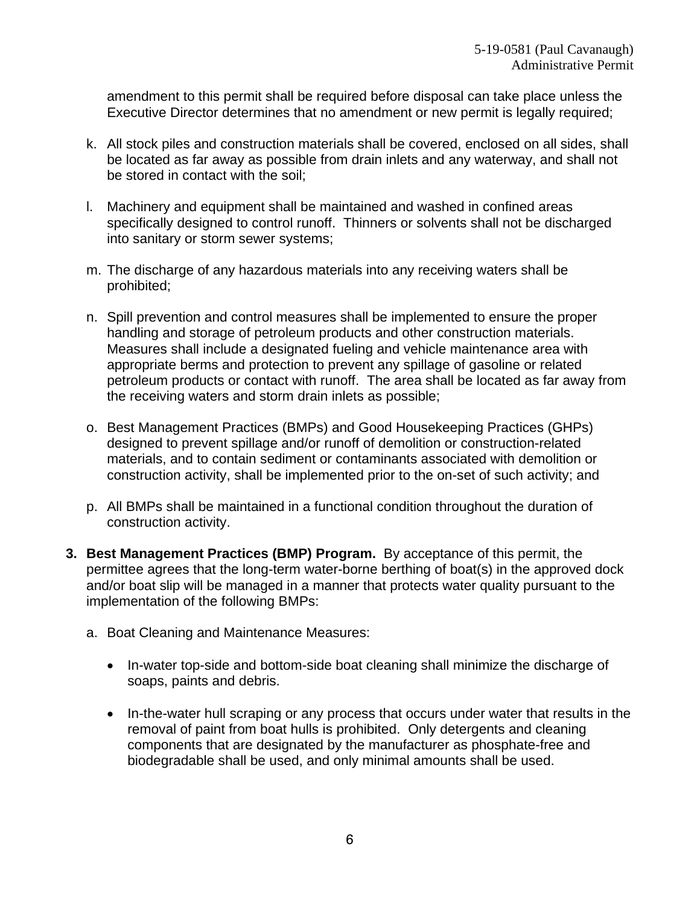amendment to this permit shall be required before disposal can take place unless the Executive Director determines that no amendment or new permit is legally required;

k. All stock piles and construction materials shall be covered, enclosed on all sides, shall be located as far away as possible from drain inlets and any waterway, and shall not be stored in contact with the soil;

l. Machinery and equipment shall be maintained and washed in confined areas specifically designed to control runoff. Thinners or solvents shall not be discharged into sanitary or storm sewer systems;

m. The discharge of any hazardous materials into any receiving waters shall be prohibited;

n. Spill prevention and control measures shall be implemented to ensure the proper handling and storage of petroleum products and other construction materials. Measures shall include a designated fueling and vehicle maintenance area with appropriate berms and protection to prevent any spillage of gasoline or related petroleum products or contact with runoff. The area shall be located as far away from the receiving waters and storm drain inlets as possible;

o. Best Management Practices (BMPs) and Good Housekeeping Practices (GHPs) designed to prevent spillage and/or runoff of demolition or construction-related materials, and to contain sediment or contaminants associated with demolition or construction activity, shall be implemented prior to the on-set of such activity; and

p. All BMPs shall be maintained in a functional condition throughout the duration of construction activity.

3. **Best Management Practices (BMP) Program.** By acceptance of this permit, the permittee agrees that the long-term water-borne berthing of boat(s) in the approved dock and/or boat slip will be managed in a manner that protects water quality pursuant to the implementation of the following BMPs:

   a. Boat Cleaning and Maintenance Measures:

      - In-water top-side and bottom-side boat cleaning shall minimize the discharge of soaps, paints and debris.

      - In-the-water hull scraping or any process that occurs under water that results in the removal of paint from boat hulls is prohibited. Only detergents and cleaning components that are designated by the manufacturer as phosphate-free and biodegradable shall be used, and only minimal amounts shall be used.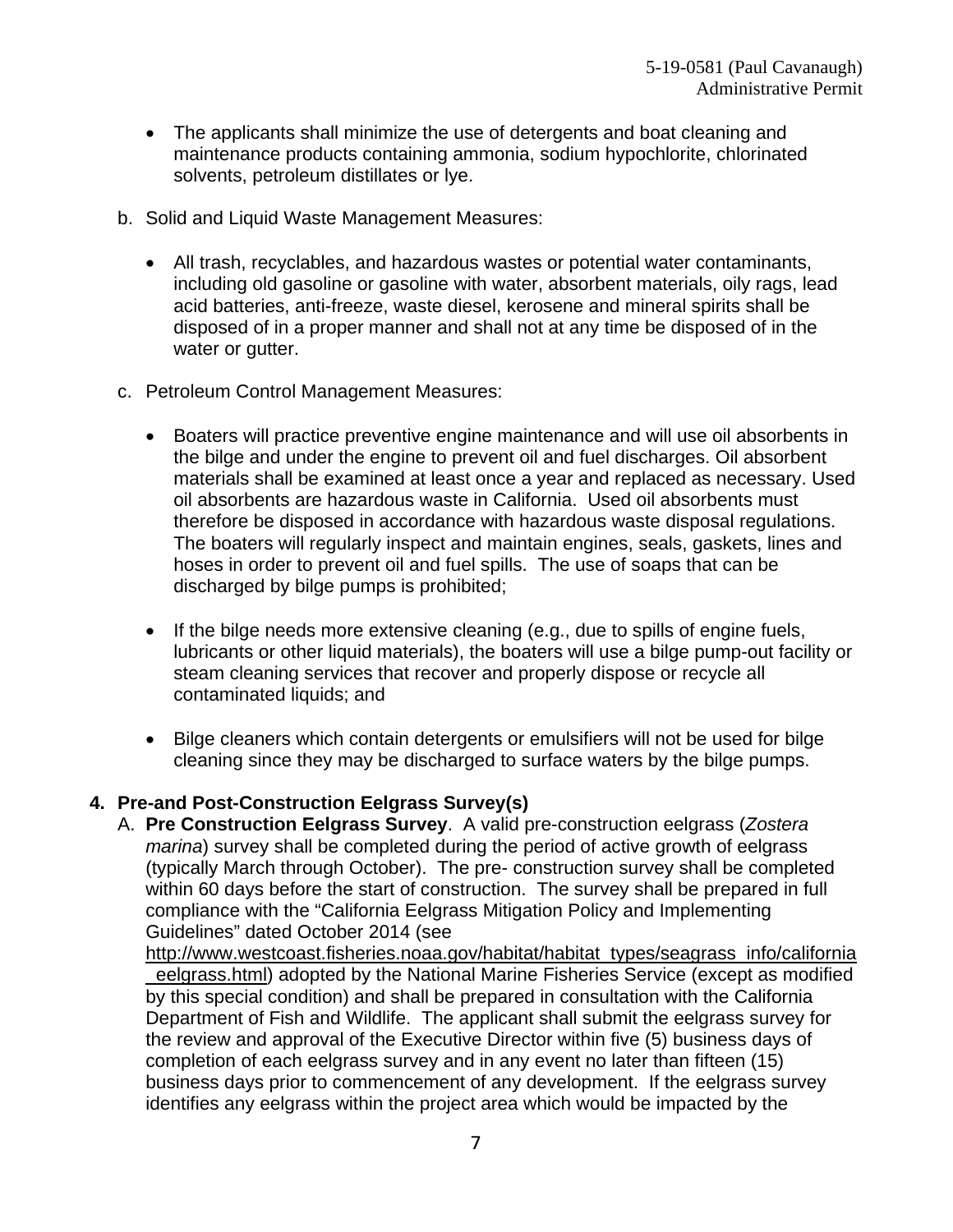- The applicants shall minimize the use of detergents and boat cleaning and maintenance products containing ammonia, sodium hypochlorite, chlorinated solvents, petroleum distillates or lye.

b. Solid and Liquid Waste Management Measures:

- All trash, recyclables, and hazardous wastes or potential water contaminants, including old gasoline or gasoline with water, absorbent materials, oily rags, lead acid batteries, anti-freeze, waste diesel, kerosene and mineral spirits shall be disposed of in a proper manner and shall not at any time be disposed of in the water or gutter.

c. Petroleum Control Management Measures:

- Boaters will practice preventive engine maintenance and will use oil absorbents in the bilge and under the engine to prevent oil and fuel discharges. Oil absorbent materials shall be examined at least once a year and replaced as necessary. Used oil absorbents are hazardous waste in California. Used oil absorbents must therefore be disposed in accordance with hazardous waste disposal regulations. The boaters will regularly inspect and maintain engines, seals, gaskets, lines and hoses in order to prevent oil and fuel spills. The use of soaps that can be discharged by bilge pumps is prohibited;

- If the bilge needs more extensive cleaning (e.g., due to spills of engine fuels, lubricants or other liquid materials), the boaters will use a bilge pump-out facility or steam cleaning services that recover and properly dispose or recycle all contaminated liquids; and

- Bilge cleaners which contain detergents or emulsifiers will not be used for bilge cleaning since they may be discharged to surface waters by the bilge pumps.

**4. Pre-and Post-Construction Eelgrass Survey(s)**

A. **Pre Construction Eelgrass Survey**. A valid pre-construction eelgrass (*Zostera marina*) survey shall be completed during the period of active growth of eelgrass (typically March through October). The pre- construction survey shall be completed within 60 days before the start of construction. The survey shall be prepared in full compliance with the "California Eelgrass Mitigation Policy and Implementing Guidelines" dated October 2014 (see http://www.westcoast.fisheries.noaa.gov/habitat/habitat_types/seagrass_info/california_eelgrass.html) adopted by the National Marine Fisheries Service (except as modified by this special condition) and shall be prepared in consultation with the California Department of Fish and Wildlife. The applicant shall submit the eelgrass survey for the review and approval of the Executive Director within five (5) business days of completion of each eelgrass survey and in any event no later than fifteen (15) business days prior to commencement of any development. If the eelgrass survey identifies any eelgrass within the project area which would be impacted by the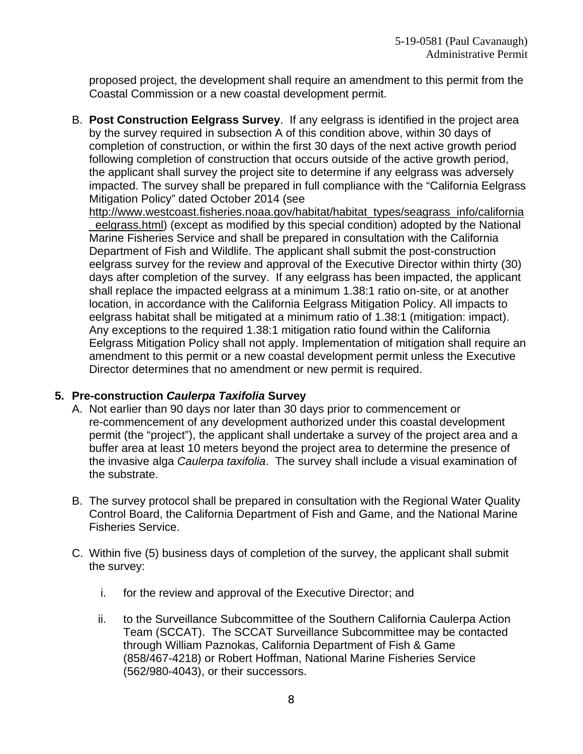proposed project, the development shall require an amendment to this permit from the Coastal Commission or a new coastal development permit.

B. **Post Construction Eelgrass Survey**. If any eelgrass is identified in the project area by the survey required in subsection A of this condition above, within 30 days of completion of construction, or within the first 30 days of the next active growth period following completion of construction that occurs outside of the active growth period, the applicant shall survey the project site to determine if any eelgrass was adversely impacted. The survey shall be prepared in full compliance with the "California Eelgrass Mitigation Policy" dated October 2014 (see http://www.westcoast.fisheries.noaa.gov/habitat/habitat_types/seagrass_info/california_eelgrass.html) (except as modified by this special condition) adopted by the National Marine Fisheries Service and shall be prepared in consultation with the California Department of Fish and Wildlife. The applicant shall submit the post-construction eelgrass survey for the review and approval of the Executive Director within thirty (30) days after completion of the survey. If any eelgrass has been impacted, the applicant shall replace the impacted eelgrass at a minimum 1.38:1 ratio on-site, or at another location, in accordance with the California Eelgrass Mitigation Policy. All impacts to eelgrass habitat shall be mitigated at a minimum ratio of 1.38:1 (mitigation: impact). Any exceptions to the required 1.38:1 mitigation ratio found within the California Eelgrass Mitigation Policy shall not apply. Implementation of mitigation shall require an amendment to this permit or a new coastal development permit unless the Executive Director determines that no amendment or new permit is required.

**5. Pre-construction *Caulerpa Taxifolia* Survey**

A. Not earlier than 90 days nor later than 30 days prior to commencement or re-commencement of any development authorized under this coastal development permit (the "project"), the applicant shall undertake a survey of the project area and a buffer area at least 10 meters beyond the project area to determine the presence of the invasive alga *Caulerpa taxifolia*. The survey shall include a visual examination of the substrate.

B. The survey protocol shall be prepared in consultation with the Regional Water Quality Control Board, the California Department of Fish and Game, and the National Marine Fisheries Service.

C. Within five (5) business days of completion of the survey, the applicant shall submit the survey:

   i. for the review and approval of the Executive Director; and

   ii. to the Surveillance Subcommittee of the Southern California Caulerpa Action Team (SCCAT). The SCCAT Surveillance Subcommittee may be contacted through William Paznokas, California Department of Fish & Game (858/467-4218) or Robert Hoffman, National Marine Fisheries Service (562/980-4043), or their successors.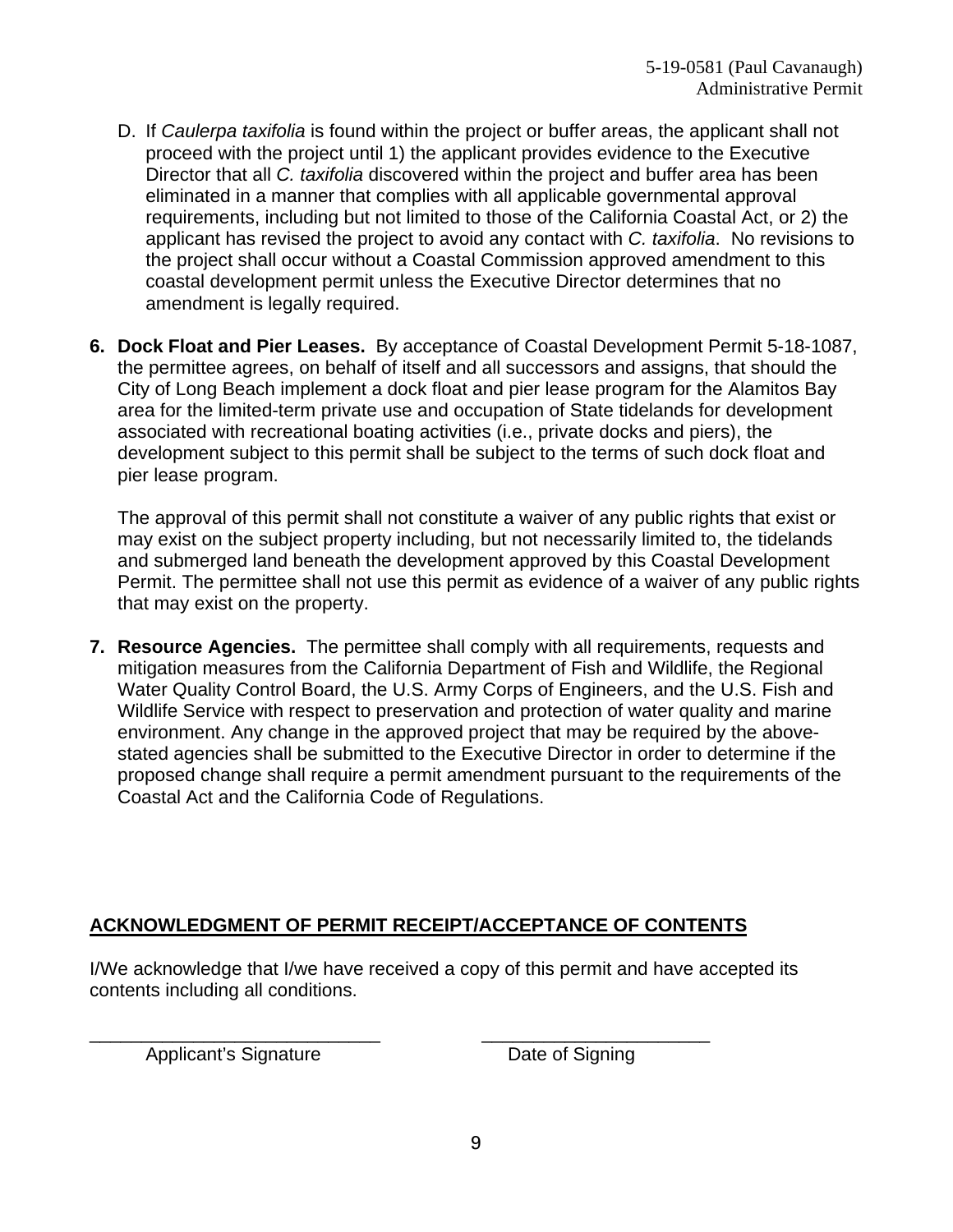D. If *Caulerpa taxifolia* is found within the project or buffer areas, the applicant shall not proceed with the project until 1) the applicant provides evidence to the Executive Director that all *C. taxifolia* discovered within the project and buffer area has been eliminated in a manner that complies with all applicable governmental approval requirements, including but not limited to those of the California Coastal Act, or 2) the applicant has revised the project to avoid any contact with *C. taxifolia*. No revisions to the project shall occur without a Coastal Commission approved amendment to this coastal development permit unless the Executive Director determines that no amendment is legally required.

6. **Dock Float and Pier Leases.** By acceptance of Coastal Development Permit 5-18-1087, the permittee agrees, on behalf of itself and all successors and assigns, that should the City of Long Beach implement a dock float and pier lease program for the Alamitos Bay area for the limited-term private use and occupation of State tidelands for development associated with recreational boating activities (i.e., private docks and piers), the development subject to this permit shall be subject to the terms of such dock float and pier lease program.

   The approval of this permit shall not constitute a waiver of any public rights that exist or may exist on the subject property including, but not necessarily limited to, the tidelands and submerged land beneath the development approved by this Coastal Development Permit. The permittee shall not use this permit as evidence of a waiver of any public rights that may exist on the property.

7. **Resource Agencies.** The permittee shall comply with all requirements, requests and mitigation measures from the California Department of Fish and Wildlife, the Regional Water Quality Control Board, the U.S. Army Corps of Engineers, and the U.S. Fish and Wildlife Service with respect to preservation and protection of water quality and marine environment. Any change in the approved project that may be required by the above-stated agencies shall be submitted to the Executive Director in order to determine if the proposed change shall require a permit amendment pursuant to the requirements of the Coastal Act and the California Code of Regulations.

## ACKNOWLEDGMENT OF PERMIT RECEIPT/ACCEPTANCE OF CONTENTS

I/We acknowledge that I/we have received a copy of this permit and have accepted its contents including all conditions.

_____________________________ &nbsp;&nbsp;&nbsp;&nbsp;&nbsp;&nbsp; ______________________

Applicant's Signature &nbsp;&nbsp;&nbsp;&nbsp;&nbsp;&nbsp;&nbsp;&nbsp;&nbsp;&nbsp;&nbsp;&nbsp; Date of Signing